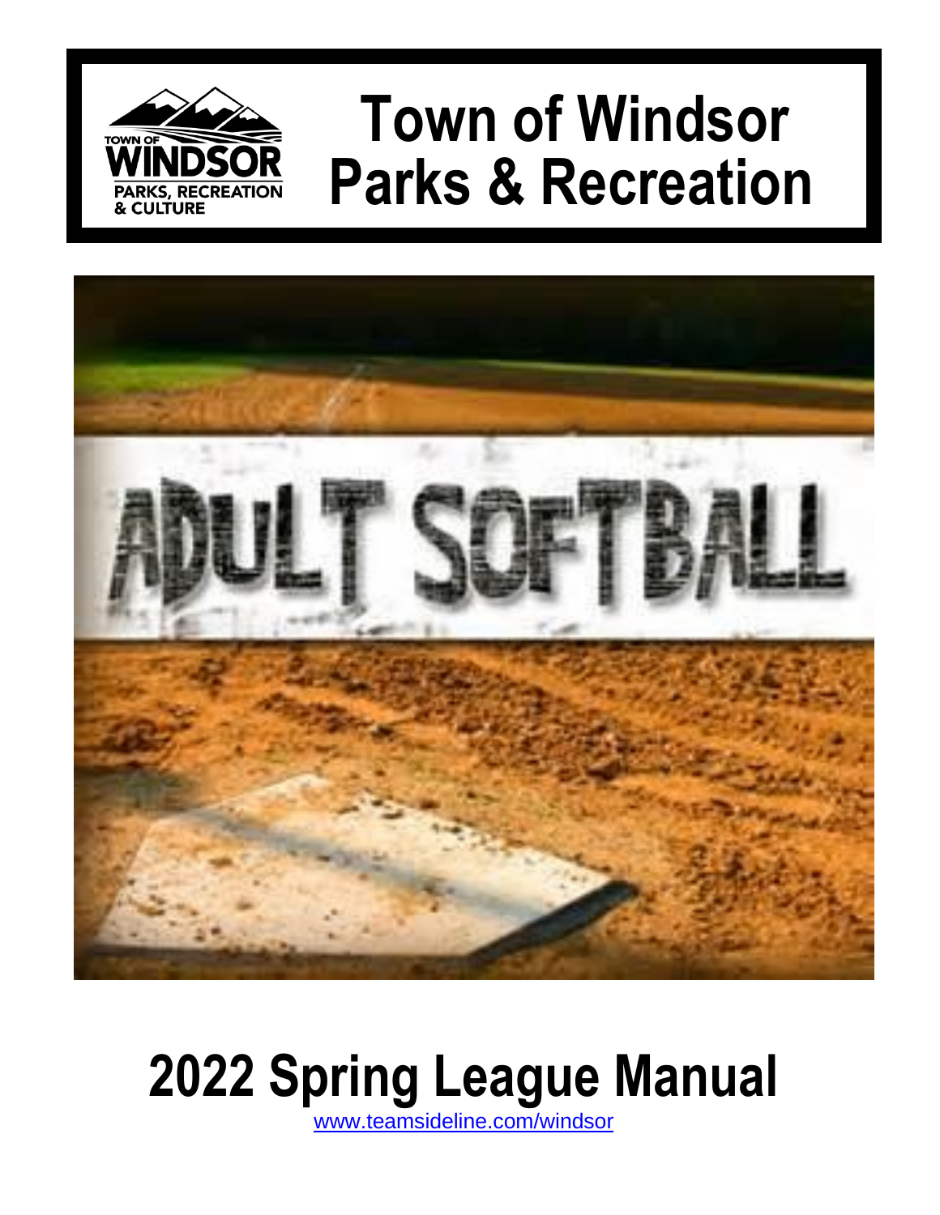# Town of Windsor Parks & Recreation

# 2022 Spring League Manual

[www.teamsideline.com/windsor](www.teamsideline.com/windsor)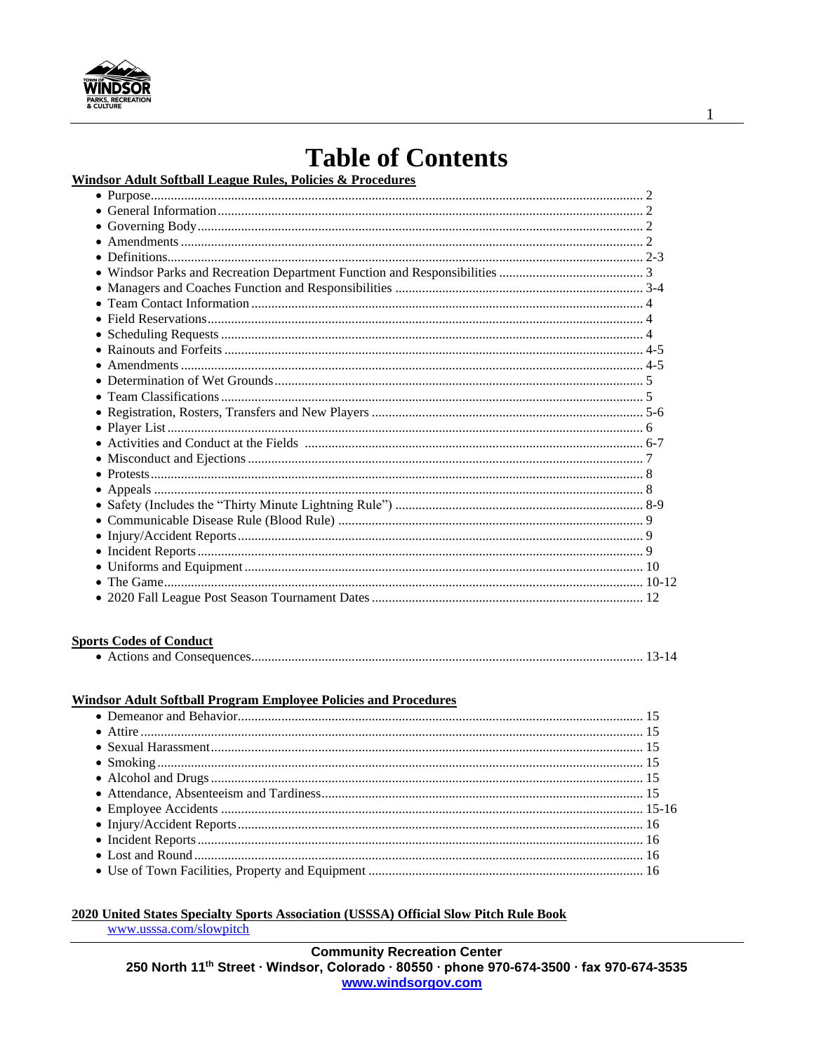# Table of Contents

**Windsor Adult Softball League Rules, Policies & Procedures**

- Purpose........................................................................................................................... 2
- General Information ........................................................................................................ 2
- Governing Body .............................................................................................................. 2
- Amendments .................................................................................................................. 2
- Definitions....................................................................................................................... 2-3
- Windsor Parks and Recreation Department Function and Responsibilities ........................................... 3
- Managers and Coaches Function and Responsibilities ......................................................................... 3-4
- Team Contact Information ................................................................................................ 4
- Field Reservations............................................................................................................ 4
- Scheduling Requests ........................................................................................................ 4
- Rainouts and Forfeits ....................................................................................................... 4-5
- Amendments .................................................................................................................. 4-5
- Determination of Wet Grounds .......................................................................................... 5
- Team Classifications ......................................................................................................... 5
- Registration, Rosters, Transfers and New Players ................................................................. 5-6
- Player List ....................................................................................................................... 6
- Activities and Conduct at the Fields ................................................................................... 6-7
- Misconduct and Ejections .................................................................................................. 7
- Protests............................................................................................................................ 8
- Appeals ........................................................................................................................... 8
- Safety (Includes the "Thirty Minute Lightning Rule") ............................................................ 8-9
- Communicable Disease Rule (Blood Rule) .......................................................................... 9
- Injury/Accident Reports..................................................................................................... 9
- Incident Reports ................................................................................................................ 9
- Uniforms and Equipment ................................................................................................... 10
- The Game........................................................................................................................ 10-12
- 2020 Fall League Post Season Tournament Dates ................................................................. 12

**Sports Codes of Conduct**

- Actions and Consequences................................................................................................ 13-14

**Windsor Adult Softball Program Employee Policies and Procedures**

- Demeanor and Behavior.................................................................................................... 15
- Attire ............................................................................................................................... 15
- Sexual Harassment............................................................................................................ 15
- Smoking ........................................................................................................................... 15
- Alcohol and Drugs ............................................................................................................ 15
- Attendance, Absenteeism and Tardiness.............................................................................. 15
- Employee Accidents .......................................................................................................... 15-16
- Injury/Accident Reports..................................................................................................... 16
- Incident Reports ................................................................................................................ 16
- Lost and Round ................................................................................................................. 16
- Use of Town Facilities, Property and Equipment .................................................................. 16

**2020 United States Specialty Sports Association (USSSA) Official Slow Pitch Rule Book**

www.usssa.com/slowpitch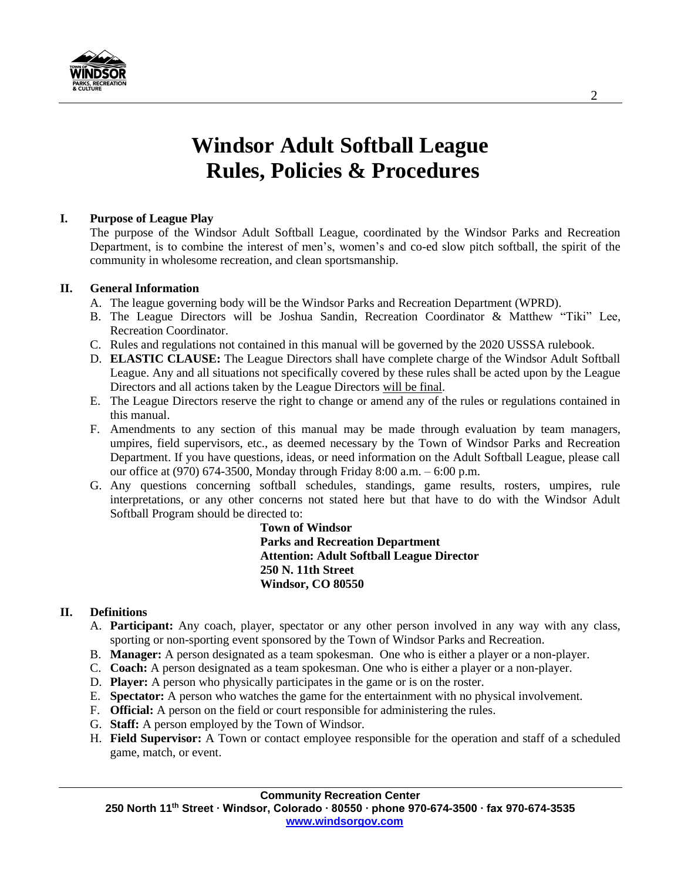# Windsor Adult Softball League
# Rules, Policies & Procedures

## I. Purpose of League Play

The purpose of the Windsor Adult Softball League, coordinated by the Windsor Parks and Recreation Department, is to combine the interest of men's, women's and co-ed slow pitch softball, the spirit of the community in wholesome recreation, and clean sportsmanship.

## II. General Information

A. The league governing body will be the Windsor Parks and Recreation Department (WPRD).

B. The League Directors will be Joshua Sandin, Recreation Coordinator & Matthew "Tiki" Lee, Recreation Coordinator.

C. Rules and regulations not contained in this manual will be governed by the 2020 USSSA rulebook.

D. **ELASTIC CLAUSE:** The League Directors shall have complete charge of the Windsor Adult Softball League. Any and all situations not specifically covered by these rules shall be acted upon by the League Directors and all actions taken by the League Directors will be final.

E. The League Directors reserve the right to change or amend any of the rules or regulations contained in this manual.

F. Amendments to any section of this manual may be made through evaluation by team managers, umpires, field supervisors, etc., as deemed necessary by the Town of Windsor Parks and Recreation Department. If you have questions, ideas, or need information on the Adult Softball League, please call our office at (970) 674-3500, Monday through Friday 8:00 a.m. – 6:00 p.m.

G. Any questions concerning softball schedules, standings, game results, rosters, umpires, rule interpretations, or any other concerns not stated here but that have to do with the Windsor Adult Softball Program should be directed to:

**Town of Windsor**
**Parks and Recreation Department**
**Attention: Adult Softball League Director**
**250 N. 11th Street**
**Windsor, CO 80550**

## II. Definitions

A. **Participant:** Any coach, player, spectator or any other person involved in any way with any class, sporting or non-sporting event sponsored by the Town of Windsor Parks and Recreation.

B. **Manager:** A person designated as a team spokesman. One who is either a player or a non-player.

C. **Coach:** A person designated as a team spokesman. One who is either a player or a non-player.

D. **Player:** A person who physically participates in the game or is on the roster.

E. **Spectator:** A person who watches the game for the entertainment with no physical involvement.

F. **Official:** A person on the field or court responsible for administering the rules.

G. **Staff:** A person employed by the Town of Windsor.

H. **Field Supervisor:** A Town or contact employee responsible for the operation and staff of a scheduled game, match, or event.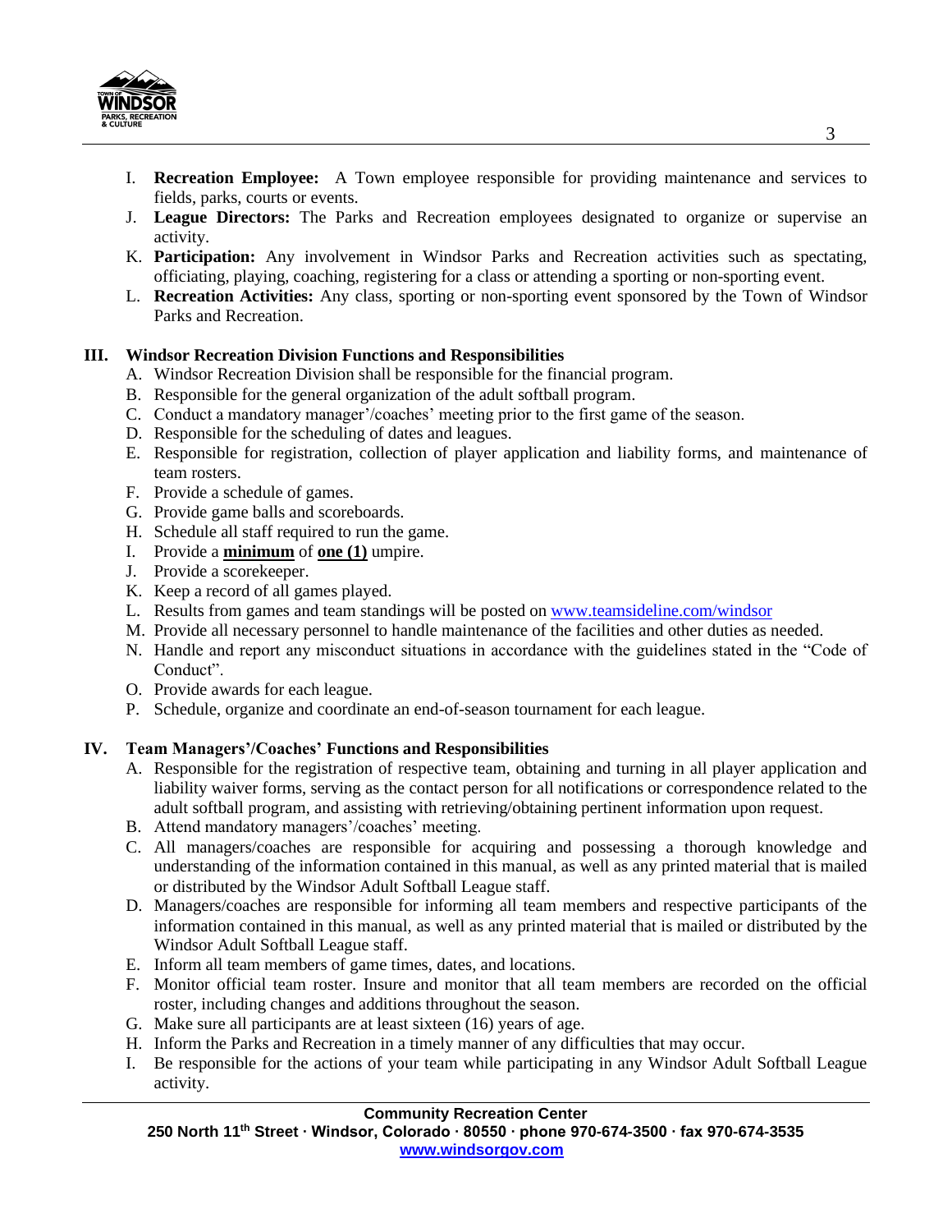I. **Recreation Employee:** A Town employee responsible for providing maintenance and services to fields, parks, courts or events.

J. **League Directors:** The Parks and Recreation employees designated to organize or supervise an activity.

K. **Participation:** Any involvement in Windsor Parks and Recreation activities such as spectating, officiating, playing, coaching, registering for a class or attending a sporting or non-sporting event.

L. **Recreation Activities:** Any class, sporting or non-sporting event sponsored by the Town of Windsor Parks and Recreation.

## III. Windsor Recreation Division Functions and Responsibilities

A. Windsor Recreation Division shall be responsible for the financial program.

B. Responsible for the general organization of the adult softball program.

C. Conduct a mandatory manager'/coaches' meeting prior to the first game of the season.

D. Responsible for the scheduling of dates and leagues.

E. Responsible for registration, collection of player application and liability forms, and maintenance of team rosters.

F. Provide a schedule of games.

G. Provide game balls and scoreboards.

H. Schedule all staff required to run the game.

I. Provide a **minimum** of **one (1)** umpire.

J. Provide a scorekeeper.

K. Keep a record of all games played.

L. Results from games and team standings will be posted on www.teamsideline.com/windsor

M. Provide all necessary personnel to handle maintenance of the facilities and other duties as needed.

N. Handle and report any misconduct situations in accordance with the guidelines stated in the "Code of Conduct".

O. Provide awards for each league.

P. Schedule, organize and coordinate an end-of-season tournament for each league.

## IV. Team Managers'/Coaches' Functions and Responsibilities

A. Responsible for the registration of respective team, obtaining and turning in all player application and liability waiver forms, serving as the contact person for all notifications or correspondence related to the adult softball program, and assisting with retrieving/obtaining pertinent information upon request.

B. Attend mandatory managers'/coaches' meeting.

C. All managers/coaches are responsible for acquiring and possessing a thorough knowledge and understanding of the information contained in this manual, as well as any printed material that is mailed or distributed by the Windsor Adult Softball League staff.

D. Managers/coaches are responsible for informing all team members and respective participants of the information contained in this manual, as well as any printed material that is mailed or distributed by the Windsor Adult Softball League staff.

E. Inform all team members of game times, dates, and locations.

F. Monitor official team roster. Insure and monitor that all team members are recorded on the official roster, including changes and additions throughout the season.

G. Make sure all participants are at least sixteen (16) years of age.

H. Inform the Parks and Recreation in a timely manner of any difficulties that may occur.

I. Be responsible for the actions of your team while participating in any Windsor Adult Softball League activity.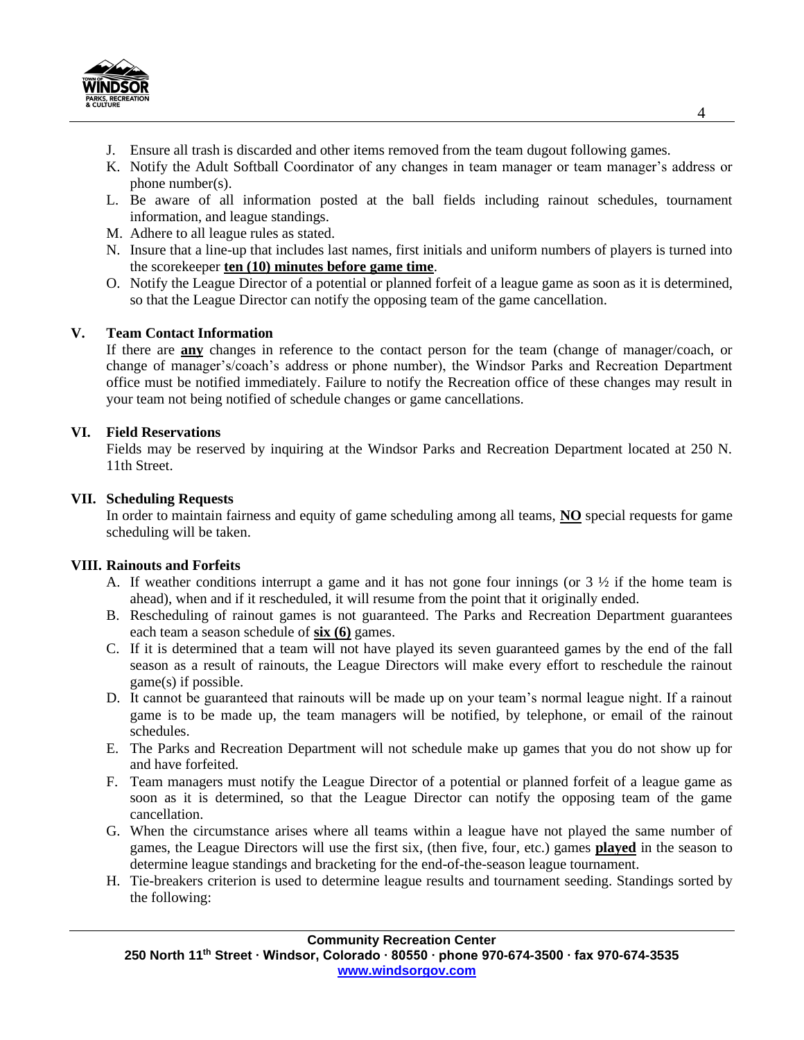J. Ensure all trash is discarded and other items removed from the team dugout following games.
K. Notify the Adult Softball Coordinator of any changes in team manager or team manager's address or phone number(s).
L. Be aware of all information posted at the ball fields including rainout schedules, tournament information, and league standings.
M. Adhere to all league rules as stated.
N. Insure that a line-up that includes last names, first initials and uniform numbers of players is turned into the scorekeeper **ten (10) minutes before game time**.
O. Notify the League Director of a potential or planned forfeit of a league game as soon as it is determined, so that the League Director can notify the opposing team of the game cancellation.

## V. Team Contact Information

If there are **any** changes in reference to the contact person for the team (change of manager/coach, or change of manager's/coach's address or phone number), the Windsor Parks and Recreation Department office must be notified immediately. Failure to notify the Recreation office of these changes may result in your team not being notified of schedule changes or game cancellations.

## VI. Field Reservations

Fields may be reserved by inquiring at the Windsor Parks and Recreation Department located at 250 N. 11th Street.

## VII. Scheduling Requests

In order to maintain fairness and equity of game scheduling among all teams, **NO** special requests for game scheduling will be taken.

## VIII. Rainouts and Forfeits

A. If weather conditions interrupt a game and it has not gone four innings (or 3 ½ if the home team is ahead), when and if it rescheduled, it will resume from the point that it originally ended.
B. Rescheduling of rainout games is not guaranteed. The Parks and Recreation Department guarantees each team a season schedule of **six (6)** games.
C. If it is determined that a team will not have played its seven guaranteed games by the end of the fall season as a result of rainouts, the League Directors will make every effort to reschedule the rainout game(s) if possible.
D. It cannot be guaranteed that rainouts will be made up on your team's normal league night. If a rainout game is to be made up, the team managers will be notified, by telephone, or email of the rainout schedules.
E. The Parks and Recreation Department will not schedule make up games that you do not show up for and have forfeited.
F. Team managers must notify the League Director of a potential or planned forfeit of a league game as soon as it is determined, so that the League Director can notify the opposing team of the game cancellation.
G. When the circumstance arises where all teams within a league have not played the same number of games, the League Directors will use the first six, (then five, four, etc.) games **played** in the season to determine league standings and bracketing for the end-of-the-season league tournament.
H. Tie-breakers criterion is used to determine league results and tournament seeding. Standings sorted by the following: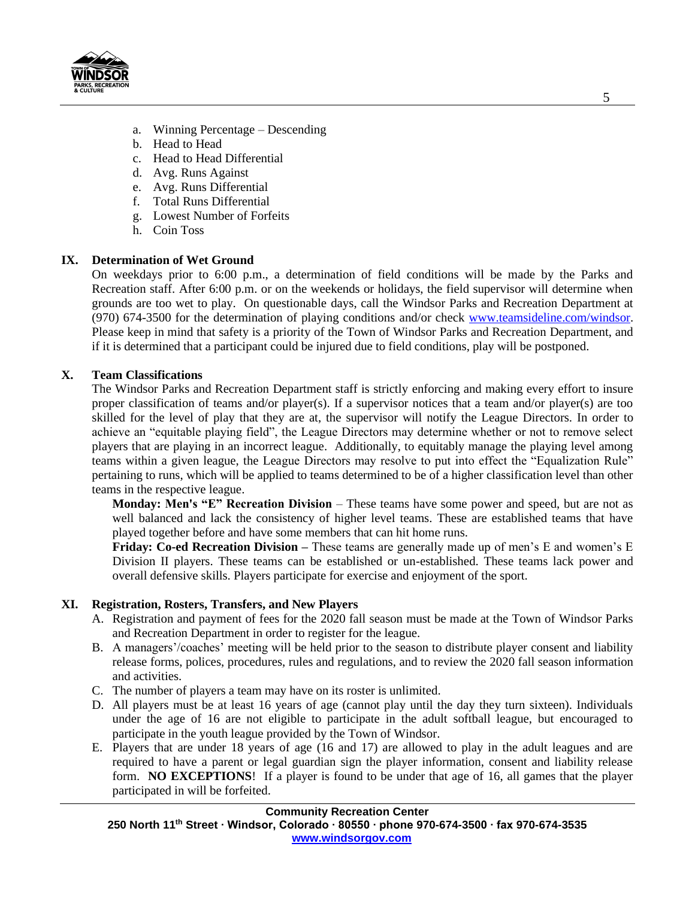a. Winning Percentage – Descending
b. Head to Head
c. Head to Head Differential
d. Avg. Runs Against
e. Avg. Runs Differential
f. Total Runs Differential
g. Lowest Number of Forfeits
h. Coin Toss

## IX. Determination of Wet Ground

On weekdays prior to 6:00 p.m., a determination of field conditions will be made by the Parks and Recreation staff. After 6:00 p.m. or on the weekends or holidays, the field supervisor will determine when grounds are too wet to play. On questionable days, call the Windsor Parks and Recreation Department at (970) 674-3500 for the determination of playing conditions and/or check www.teamsideline.com/windsor. Please keep in mind that safety is a priority of the Town of Windsor Parks and Recreation Department, and if it is determined that a participant could be injured due to field conditions, play will be postponed.

## X. Team Classifications

The Windsor Parks and Recreation Department staff is strictly enforcing and making every effort to insure proper classification of teams and/or player(s). If a supervisor notices that a team and/or player(s) are too skilled for the level of play that they are at, the supervisor will notify the League Directors. In order to achieve an "equitable playing field", the League Directors may determine whether or not to remove select players that are playing in an incorrect league. Additionally, to equitably manage the playing level among teams within a given league, the League Directors may resolve to put into effect the "Equalization Rule" pertaining to runs, which will be applied to teams determined to be of a higher classification level than other teams in the respective league.

**Monday: Men's "E" Recreation Division** – These teams have some power and speed, but are not as well balanced and lack the consistency of higher level teams. These are established teams that have played together before and have some members that can hit home runs.

**Friday: Co-ed Recreation Division –** These teams are generally made up of men's E and women's E Division II players. These teams can be established or un-established. These teams lack power and overall defensive skills. Players participate for exercise and enjoyment of the sport.

## XI. Registration, Rosters, Transfers, and New Players

A. Registration and payment of fees for the 2020 fall season must be made at the Town of Windsor Parks and Recreation Department in order to register for the league.
B. A managers'/coaches' meeting will be held prior to the season to distribute player consent and liability release forms, polices, procedures, rules and regulations, and to review the 2020 fall season information and activities.
C. The number of players a team may have on its roster is unlimited.
D. All players must be at least 16 years of age (cannot play until the day they turn sixteen). Individuals under the age of 16 are not eligible to participate in the adult softball league, but encouraged to participate in the youth league provided by the Town of Windsor.
E. Players that are under 18 years of age (16 and 17) are allowed to play in the adult leagues and are required to have a parent or legal guardian sign the player information, consent and liability release form. **NO EXCEPTIONS**! If a player is found to be under that age of 16, all games that the player participated in will be forfeited.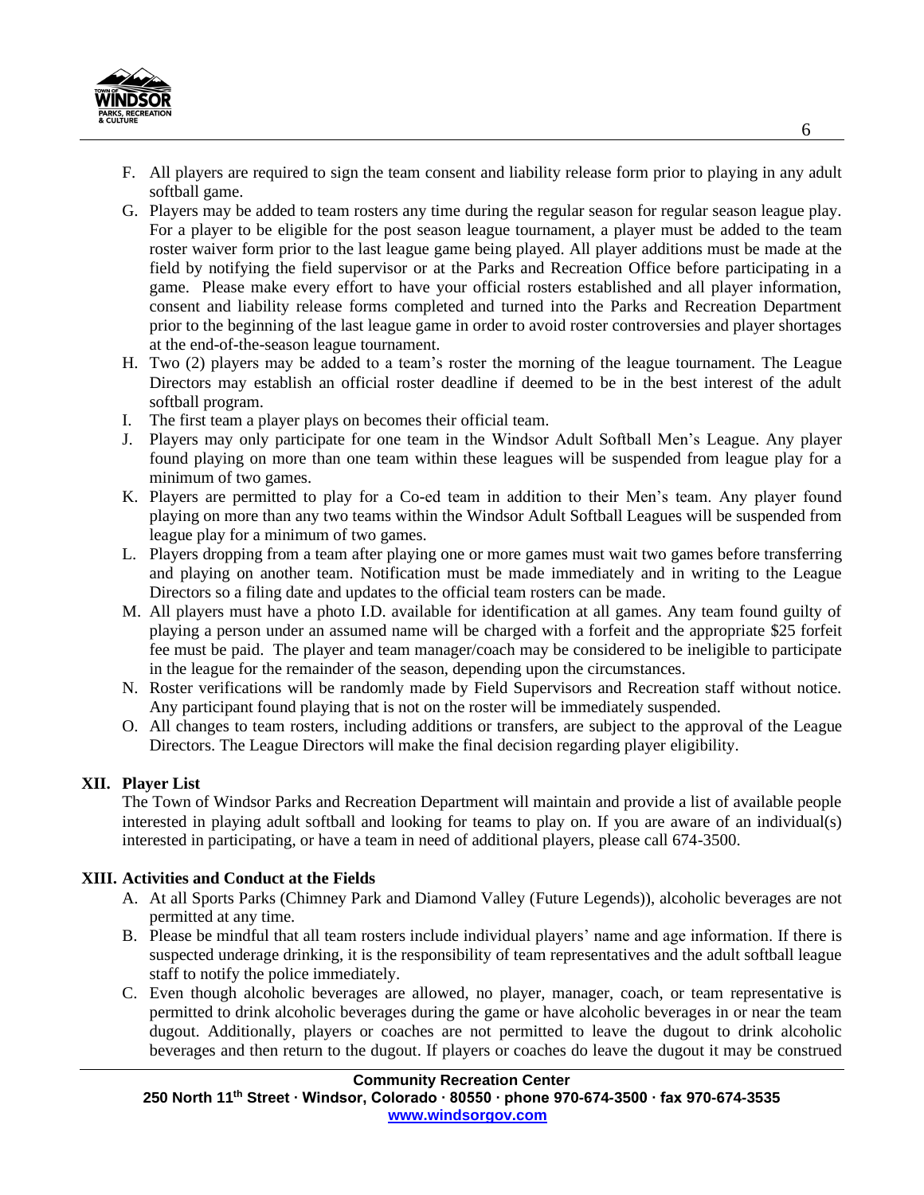F. All players are required to sign the team consent and liability release form prior to playing in any adult softball game.

G. Players may be added to team rosters any time during the regular season for regular season league play. For a player to be eligible for the post season league tournament, a player must be added to the team roster waiver form prior to the last league game being played. All player additions must be made at the field by notifying the field supervisor or at the Parks and Recreation Office before participating in a game. Please make every effort to have your official rosters established and all player information, consent and liability release forms completed and turned into the Parks and Recreation Department prior to the beginning of the last league game in order to avoid roster controversies and player shortages at the end-of-the-season league tournament.

H. Two (2) players may be added to a team's roster the morning of the league tournament. The League Directors may establish an official roster deadline if deemed to be in the best interest of the adult softball program.

I. The first team a player plays on becomes their official team.

J. Players may only participate for one team in the Windsor Adult Softball Men's League. Any player found playing on more than one team within these leagues will be suspended from league play for a minimum of two games.

K. Players are permitted to play for a Co-ed team in addition to their Men's team. Any player found playing on more than any two teams within the Windsor Adult Softball Leagues will be suspended from league play for a minimum of two games.

L. Players dropping from a team after playing one or more games must wait two games before transferring and playing on another team. Notification must be made immediately and in writing to the League Directors so a filing date and updates to the official team rosters can be made.

M. All players must have a photo I.D. available for identification at all games. Any team found guilty of playing a person under an assumed name will be charged with a forfeit and the appropriate $25 forfeit fee must be paid. The player and team manager/coach may be considered to be ineligible to participate in the league for the remainder of the season, depending upon the circumstances.

N. Roster verifications will be randomly made by Field Supervisors and Recreation staff without notice. Any participant found playing that is not on the roster will be immediately suspended.

O. All changes to team rosters, including additions or transfers, are subject to the approval of the League Directors. The League Directors will make the final decision regarding player eligibility.

## XII. Player List

The Town of Windsor Parks and Recreation Department will maintain and provide a list of available people interested in playing adult softball and looking for teams to play on. If you are aware of an individual(s) interested in participating, or have a team in need of additional players, please call 674-3500.

## XIII. Activities and Conduct at the Fields

A. At all Sports Parks (Chimney Park and Diamond Valley (Future Legends)), alcoholic beverages are not permitted at any time.

B. Please be mindful that all team rosters include individual players' name and age information. If there is suspected underage drinking, it is the responsibility of team representatives and the adult softball league staff to notify the police immediately.

C. Even though alcoholic beverages are allowed, no player, manager, coach, or team representative is permitted to drink alcoholic beverages during the game or have alcoholic beverages in or near the team dugout. Additionally, players or coaches are not permitted to leave the dugout to drink alcoholic beverages and then return to the dugout. If players or coaches do leave the dugout it may be construed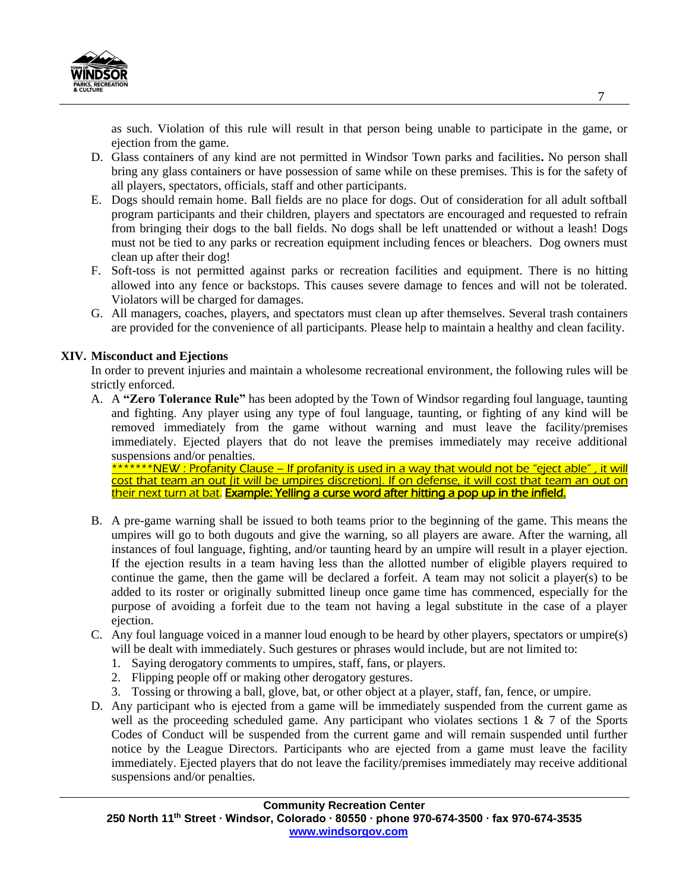as such. Violation of this rule will result in that person being unable to participate in the game, or ejection from the game.

D. Glass containers of any kind are not permitted in Windsor Town parks and facilities**.** No person shall bring any glass containers or have possession of same while on these premises. This is for the safety of all players, spectators, officials, staff and other participants.
E. Dogs should remain home. Ball fields are no place for dogs. Out of consideration for all adult softball program participants and their children, players and spectators are encouraged and requested to refrain from bringing their dogs to the ball fields. No dogs shall be left unattended or without a leash! Dogs must not be tied to any parks or recreation equipment including fences or bleachers. Dog owners must clean up after their dog!
F. Soft-toss is not permitted against parks or recreation facilities and equipment. There is no hitting allowed into any fence or backstops. This causes severe damage to fences and will not be tolerated. Violators will be charged for damages.
G. All managers, coaches, players, and spectators must clean up after themselves. Several trash containers are provided for the convenience of all participants. Please help to maintain a healthy and clean facility.

## XIV. Misconduct and Ejections

In order to prevent injuries and maintain a wholesome recreational environment, the following rules will be strictly enforced.

A. A **"Zero Tolerance Rule"** has been adopted by the Town of Windsor regarding foul language, taunting and fighting. Any player using any type of foul language, taunting, or fighting of any kind will be removed immediately from the game without warning and must leave the facility/premises immediately. Ejected players that do not leave the premises immediately may receive additional suspensions and/or penalties.
   *******NEW : Profanity Clause – If profanity is used in a way that would not be "eject able" , it will cost that team an out (it will be umpires discretion). If on defense, it will cost that team an out on their next turn at bat. **Example: Yelling a curse word after hitting a pop up in the infield.**

B. A pre-game warning shall be issued to both teams prior to the beginning of the game. This means the umpires will go to both dugouts and give the warning, so all players are aware. After the warning, all instances of foul language, fighting, and/or taunting heard by an umpire will result in a player ejection. If the ejection results in a team having less than the allotted number of eligible players required to continue the game, then the game will be declared a forfeit. A team may not solicit a player(s) to be added to its roster or originally submitted lineup once game time has commenced, especially for the purpose of avoiding a forfeit due to the team not having a legal substitute in the case of a player ejection.
C. Any foul language voiced in a manner loud enough to be heard by other players, spectators or umpire(s) will be dealt with immediately. Such gestures or phrases would include, but are not limited to:
   1. Saying derogatory comments to umpires, staff, fans, or players.
   2. Flipping people off or making other derogatory gestures.
   3. Tossing or throwing a ball, glove, bat, or other object at a player, staff, fan, fence, or umpire.
D. Any participant who is ejected from a game will be immediately suspended from the current game as well as the proceeding scheduled game. Any participant who violates sections 1 & 7 of the Sports Codes of Conduct will be suspended from the current game and will remain suspended until further notice by the League Directors. Participants who are ejected from a game must leave the facility immediately. Ejected players that do not leave the facility/premises immediately may receive additional suspensions and/or penalties.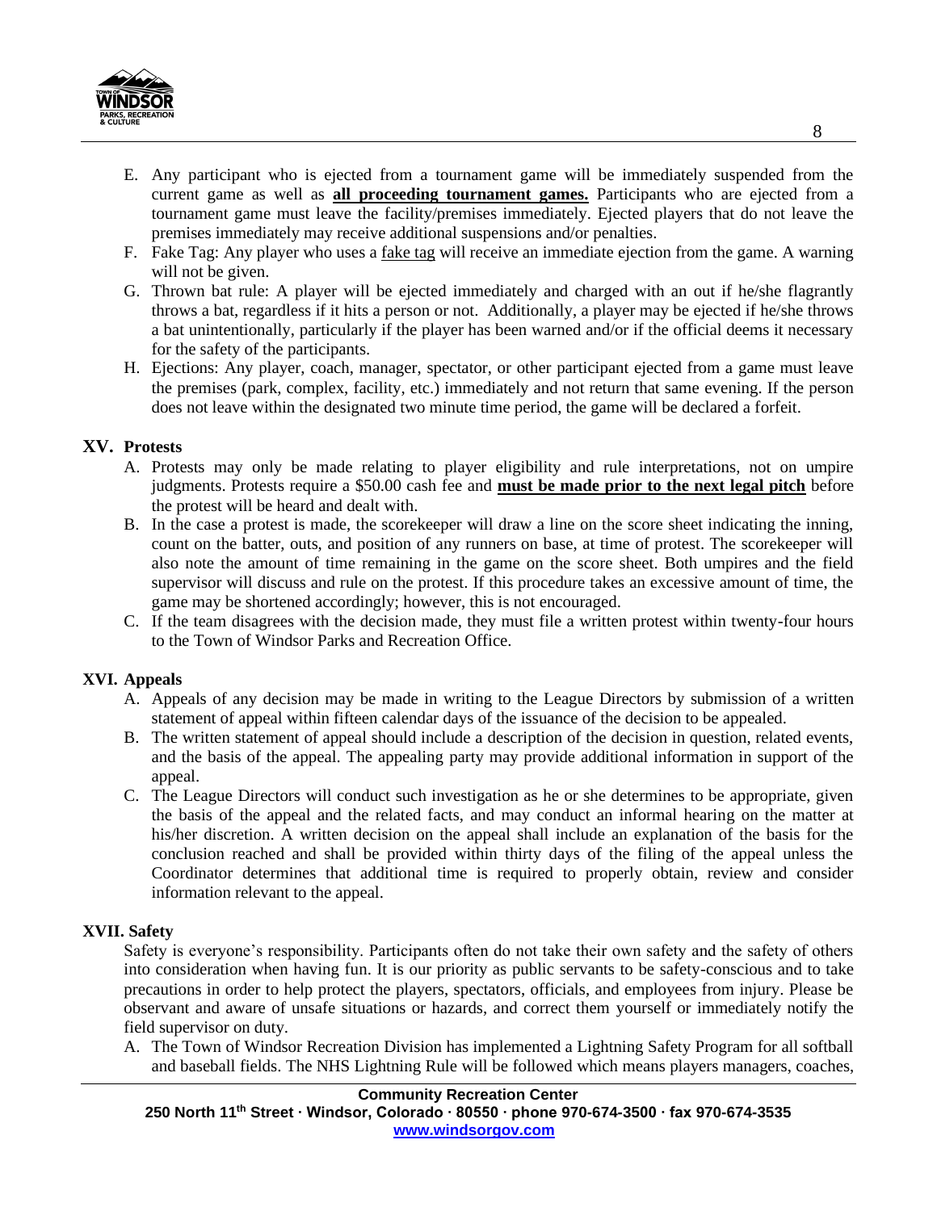E. Any participant who is ejected from a tournament game will be immediately suspended from the current game as well as **all proceeding tournament games.** Participants who are ejected from a tournament game must leave the facility/premises immediately. Ejected players that do not leave the premises immediately may receive additional suspensions and/or penalties.

F. Fake Tag: Any player who uses a fake tag will receive an immediate ejection from the game. A warning will not be given.

G. Thrown bat rule: A player will be ejected immediately and charged with an out if he/she flagrantly throws a bat, regardless if it hits a person or not. Additionally, a player may be ejected if he/she throws a bat unintentionally, particularly if the player has been warned and/or if the official deems it necessary for the safety of the participants.

H. Ejections: Any player, coach, manager, spectator, or other participant ejected from a game must leave the premises (park, complex, facility, etc.) immediately and not return that same evening. If the person does not leave within the designated two minute time period, the game will be declared a forfeit.

## XV. Protests

A. Protests may only be made relating to player eligibility and rule interpretations, not on umpire judgments. Protests require a $50.00 cash fee and **must be made prior to the next legal pitch** before the protest will be heard and dealt with.

B. In the case a protest is made, the scorekeeper will draw a line on the score sheet indicating the inning, count on the batter, outs, and position of any runners on base, at time of protest. The scorekeeper will also note the amount of time remaining in the game on the score sheet. Both umpires and the field supervisor will discuss and rule on the protest. If this procedure takes an excessive amount of time, the game may be shortened accordingly; however, this is not encouraged.

C. If the team disagrees with the decision made, they must file a written protest within twenty-four hours to the Town of Windsor Parks and Recreation Office.

## XVI. Appeals

A. Appeals of any decision may be made in writing to the League Directors by submission of a written statement of appeal within fifteen calendar days of the issuance of the decision to be appealed.

B. The written statement of appeal should include a description of the decision in question, related events, and the basis of the appeal. The appealing party may provide additional information in support of the appeal.

C. The League Directors will conduct such investigation as he or she determines to be appropriate, given the basis of the appeal and the related facts, and may conduct an informal hearing on the matter at his/her discretion. A written decision on the appeal shall include an explanation of the basis for the conclusion reached and shall be provided within thirty days of the filing of the appeal unless the Coordinator determines that additional time is required to properly obtain, review and consider information relevant to the appeal.

## XVII. Safety

Safety is everyone's responsibility. Participants often do not take their own safety and the safety of others into consideration when having fun. It is our priority as public servants to be safety-conscious and to take precautions in order to help protect the players, spectators, officials, and employees from injury. Please be observant and aware of unsafe situations or hazards, and correct them yourself or immediately notify the field supervisor on duty.

A. The Town of Windsor Recreation Division has implemented a Lightning Safety Program for all softball and baseball fields. The NHS Lightning Rule will be followed which means players managers, coaches,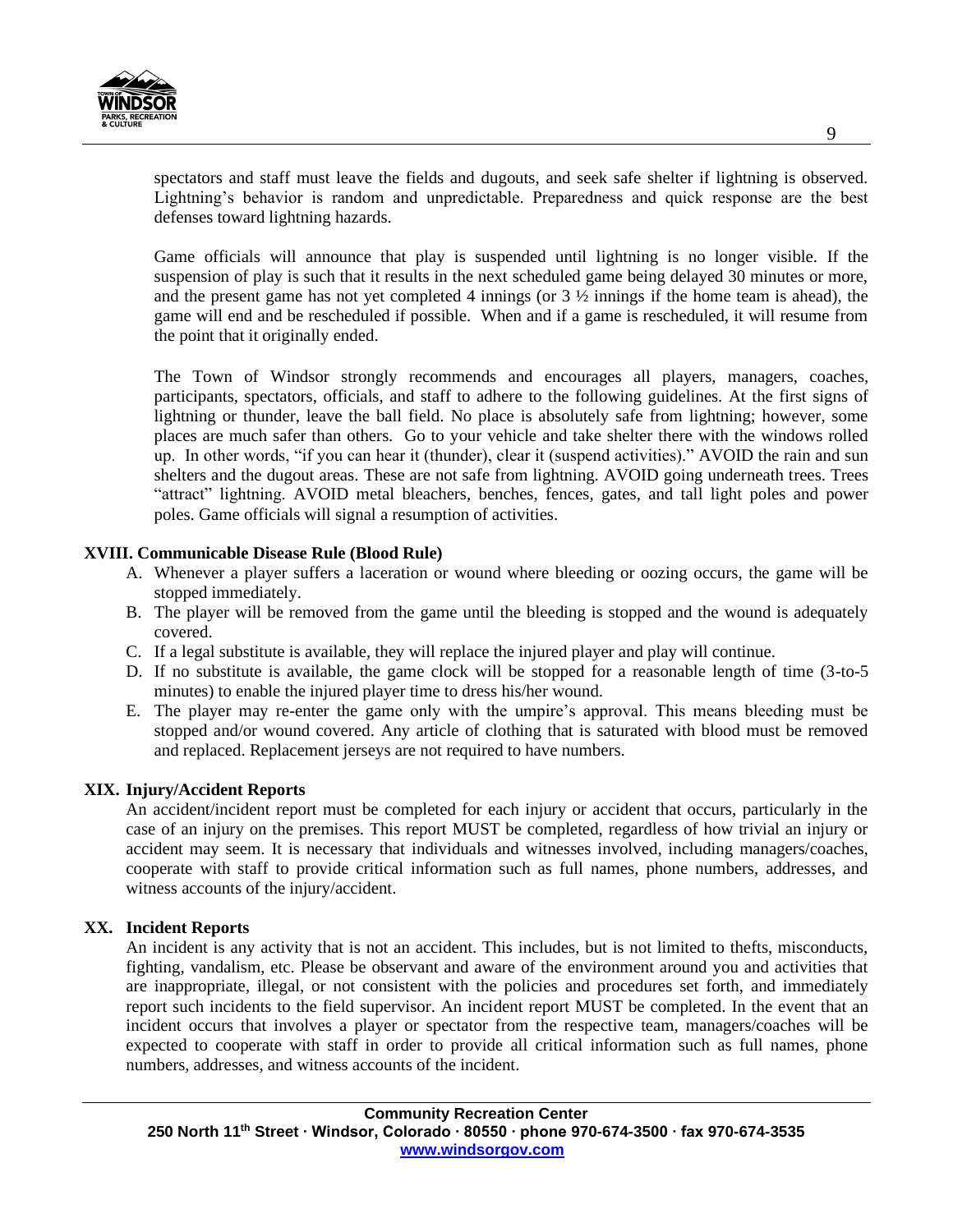spectators and staff must leave the fields and dugouts, and seek safe shelter if lightning is observed. Lightning's behavior is random and unpredictable. Preparedness and quick response are the best defenses toward lightning hazards.

Game officials will announce that play is suspended until lightning is no longer visible. If the suspension of play is such that it results in the next scheduled game being delayed 30 minutes or more, and the present game has not yet completed 4 innings (or 3 ½ innings if the home team is ahead), the game will end and be rescheduled if possible. When and if a game is rescheduled, it will resume from the point that it originally ended.

The Town of Windsor strongly recommends and encourages all players, managers, coaches, participants, spectators, officials, and staff to adhere to the following guidelines. At the first signs of lightning or thunder, leave the ball field. No place is absolutely safe from lightning; however, some places are much safer than others. Go to your vehicle and take shelter there with the windows rolled up. In other words, "if you can hear it (thunder), clear it (suspend activities)." AVOID the rain and sun shelters and the dugout areas. These are not safe from lightning. AVOID going underneath trees. Trees "attract" lightning. AVOID metal bleachers, benches, fences, gates, and tall light poles and power poles. Game officials will signal a resumption of activities.

## XVIII. Communicable Disease Rule (Blood Rule)

A. Whenever a player suffers a laceration or wound where bleeding or oozing occurs, the game will be stopped immediately.
B. The player will be removed from the game until the bleeding is stopped and the wound is adequately covered.
C. If a legal substitute is available, they will replace the injured player and play will continue.
D. If no substitute is available, the game clock will be stopped for a reasonable length of time (3-to-5 minutes) to enable the injured player time to dress his/her wound.
E. The player may re-enter the game only with the umpire's approval. This means bleeding must be stopped and/or wound covered. Any article of clothing that is saturated with blood must be removed and replaced. Replacement jerseys are not required to have numbers.

## XIX. Injury/Accident Reports

An accident/incident report must be completed for each injury or accident that occurs, particularly in the case of an injury on the premises. This report MUST be completed, regardless of how trivial an injury or accident may seem. It is necessary that individuals and witnesses involved, including managers/coaches, cooperate with staff to provide critical information such as full names, phone numbers, addresses, and witness accounts of the injury/accident.

## XX. Incident Reports

An incident is any activity that is not an accident. This includes, but is not limited to thefts, misconducts, fighting, vandalism, etc. Please be observant and aware of the environment around you and activities that are inappropriate, illegal, or not consistent with the policies and procedures set forth, and immediately report such incidents to the field supervisor. An incident report MUST be completed. In the event that an incident occurs that involves a player or spectator from the respective team, managers/coaches will be expected to cooperate with staff in order to provide all critical information such as full names, phone numbers, addresses, and witness accounts of the incident.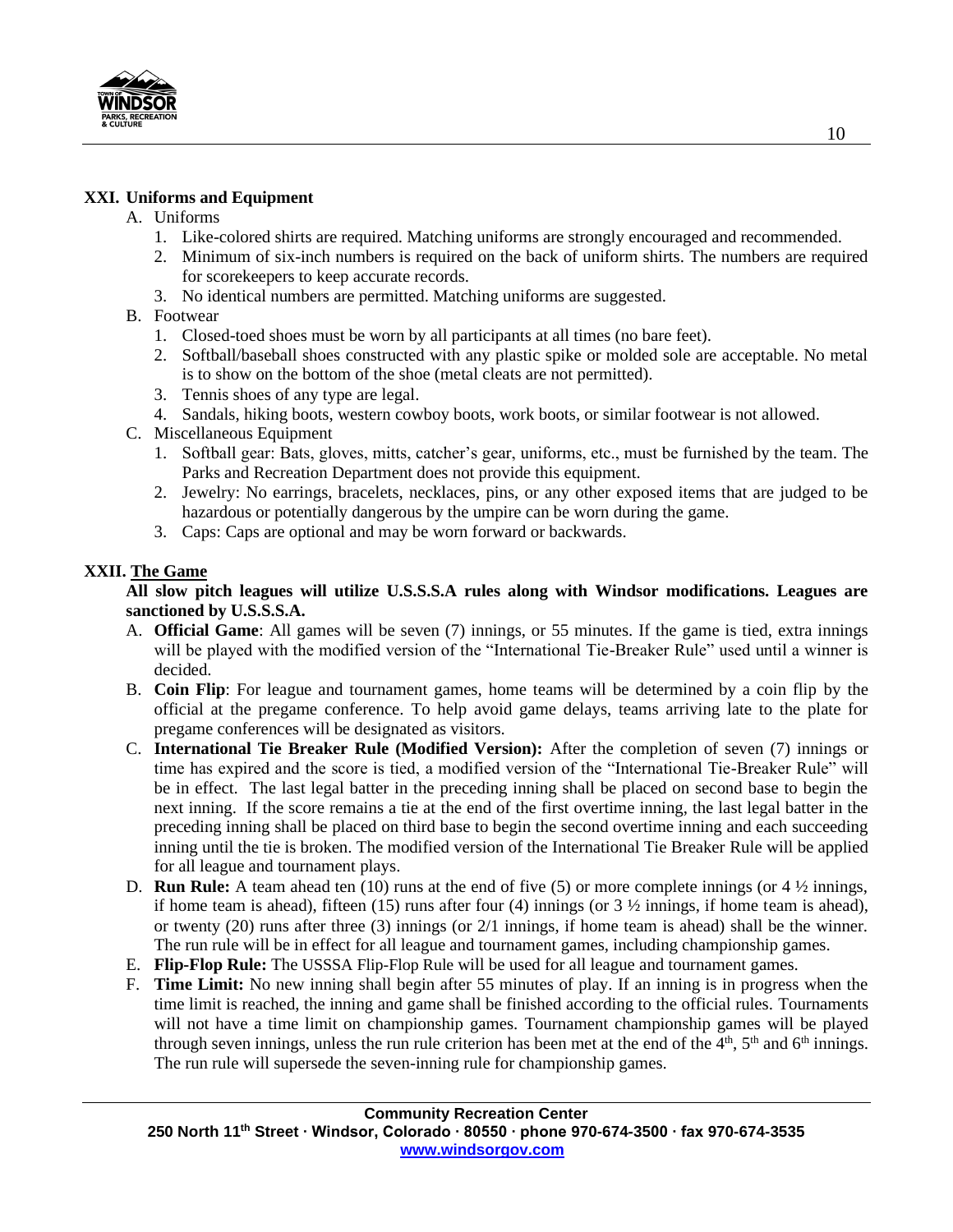## XXI. Uniforms and Equipment

A. Uniforms
   1. Like-colored shirts are required. Matching uniforms are strongly encouraged and recommended.
   2. Minimum of six-inch numbers is required on the back of uniform shirts. The numbers are required for scorekeepers to keep accurate records.
   3. No identical numbers are permitted. Matching uniforms are suggested.

B. Footwear
   1. Closed-toed shoes must be worn by all participants at all times (no bare feet).
   2. Softball/baseball shoes constructed with any plastic spike or molded sole are acceptable. No metal is to show on the bottom of the shoe (metal cleats are not permitted).
   3. Tennis shoes of any type are legal.
   4. Sandals, hiking boots, western cowboy boots, work boots, or similar footwear is not allowed.

C. Miscellaneous Equipment
   1. Softball gear: Bats, gloves, mitts, catcher's gear, uniforms, etc., must be furnished by the team. The Parks and Recreation Department does not provide this equipment.
   2. Jewelry: No earrings, bracelets, necklaces, pins, or any other exposed items that are judged to be hazardous or potentially dangerous by the umpire can be worn during the game.
   3. Caps: Caps are optional and may be worn forward or backwards.

## XXII. The Game

**All slow pitch leagues will utilize U.S.S.S.A rules along with Windsor modifications. Leagues are sanctioned by U.S.S.S.A.**

A. **Official Game**: All games will be seven (7) innings, or 55 minutes. If the game is tied, extra innings will be played with the modified version of the "International Tie-Breaker Rule" used until a winner is decided.

B. **Coin Flip**: For league and tournament games, home teams will be determined by a coin flip by the official at the pregame conference. To help avoid game delays, teams arriving late to the plate for pregame conferences will be designated as visitors.

C. **International Tie Breaker Rule (Modified Version):** After the completion of seven (7) innings or time has expired and the score is tied, a modified version of the "International Tie-Breaker Rule" will be in effect. The last legal batter in the preceding inning shall be placed on second base to begin the next inning. If the score remains a tie at the end of the first overtime inning, the last legal batter in the preceding inning shall be placed on third base to begin the second overtime inning and each succeeding inning until the tie is broken. The modified version of the International Tie Breaker Rule will be applied for all league and tournament plays.

D. **Run Rule:** A team ahead ten (10) runs at the end of five (5) or more complete innings (or 4 ½ innings, if home team is ahead), fifteen (15) runs after four (4) innings (or 3 ½ innings, if home team is ahead), or twenty (20) runs after three (3) innings (or 2/1 innings, if home team is ahead) shall be the winner. The run rule will be in effect for all league and tournament games, including championship games.

E. **Flip-Flop Rule:** The USSSA Flip-Flop Rule will be used for all league and tournament games.

F. **Time Limit:** No new inning shall begin after 55 minutes of play. If an inning is in progress when the time limit is reached, the inning and game shall be finished according to the official rules. Tournaments will not have a time limit on championship games. Tournament championship games will be played through seven innings, unless the run rule criterion has been met at the end of the 4th, 5th and 6th innings. The run rule will supersede the seven-inning rule for championship games.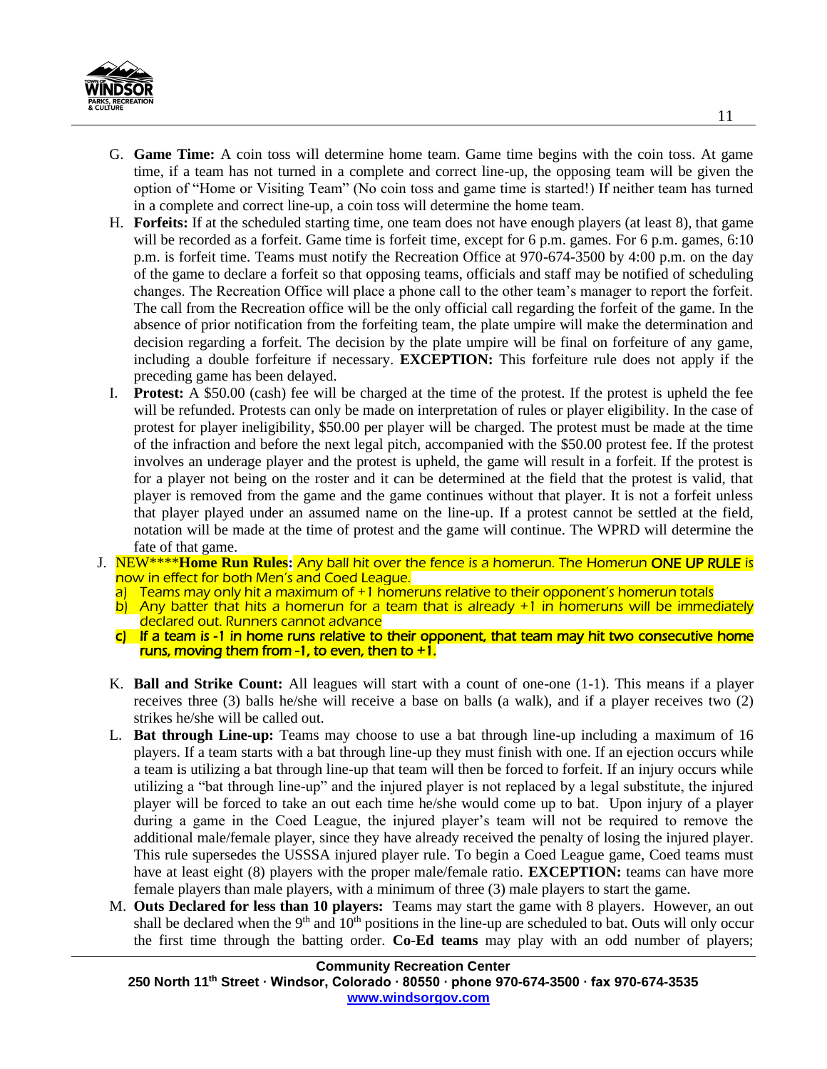G. **Game Time:** A coin toss will determine home team. Game time begins with the coin toss. At game time, if a team has not turned in a complete and correct line-up, the opposing team will be given the option of "Home or Visiting Team" (No coin toss and game time is started!) If neither team has turned in a complete and correct line-up, a coin toss will determine the home team.

H. **Forfeits:** If at the scheduled starting time, one team does not have enough players (at least 8), that game will be recorded as a forfeit. Game time is forfeit time, except for 6 p.m. games. For 6 p.m. games, 6:10 p.m. is forfeit time. Teams must notify the Recreation Office at 970-674-3500 by 4:00 p.m. on the day of the game to declare a forfeit so that opposing teams, officials and staff may be notified of scheduling changes. The Recreation Office will place a phone call to the other team's manager to report the forfeit. The call from the Recreation office will be the only official call regarding the forfeit of the game. In the absence of prior notification from the forfeiting team, the plate umpire will make the determination and decision regarding a forfeit. The decision by the plate umpire will be final on forfeiture of any game, including a double forfeiture if necessary. **EXCEPTION:** This forfeiture rule does not apply if the preceding game has been delayed.

I. **Protest:** A $50.00 (cash) fee will be charged at the time of the protest. If the protest is upheld the fee will be refunded. Protests can only be made on interpretation of rules or player eligibility. In the case of protest for player ineligibility, $50.00 per player will be charged. The protest must be made at the time of the infraction and before the next legal pitch, accompanied with the $50.00 protest fee. If the protest involves an underage player and the protest is upheld, the game will result in a forfeit. If the protest is for a player not being on the roster and it can be determined at the field that the protest is valid, that player is removed from the game and the game continues without that player. It is not a forfeit unless that player played under an assumed name on the line-up. If a protest cannot be settled at the field, notation will be made at the time of protest and the game will continue. The WPRD will determine the fate of that game.

J. NEW****Home Run Rules: Any ball hit over the fence is a homerun. The Homerun **ONE UP RULE** is now in effect for both Men's and Coed League.
   a) Teams may only hit a maximum of +1 homeruns relative to their opponent's homerun totals
   b) Any batter that hits a homerun for a team that is already +1 in homeruns will be immediately declared out. Runners cannot advance
   c) **If a team is -1 in home runs relative to their opponent, that team may hit two consecutive home runs, moving them from -1, to even, then to +1.**

K. **Ball and Strike Count:** All leagues will start with a count of one-one (1-1). This means if a player receives three (3) balls he/she will receive a base on balls (a walk), and if a player receives two (2) strikes he/she will be called out.

L. **Bat through Line-up:** Teams may choose to use a bat through line-up including a maximum of 16 players. If a team starts with a bat through line-up they must finish with one. If an ejection occurs while a team is utilizing a bat through line-up that team will then be forced to forfeit. If an injury occurs while utilizing a "bat through line-up" and the injured player is not replaced by a legal substitute, the injured player will be forced to take an out each time he/she would come up to bat. Upon injury of a player during a game in the Coed League, the injured player's team will not be required to remove the additional male/female player, since they have already received the penalty of losing the injured player. This rule supersedes the USSSA injured player rule. To begin a Coed League game, Coed teams must have at least eight (8) players with the proper male/female ratio. **EXCEPTION:** teams can have more female players than male players, with a minimum of three (3) male players to start the game.

M. **Outs Declared for less than 10 players:** Teams may start the game with 8 players. However, an out shall be declared when the 9th and 10th positions in the line-up are scheduled to bat. Outs will only occur the first time through the batting order. **Co-Ed teams** may play with an odd number of players;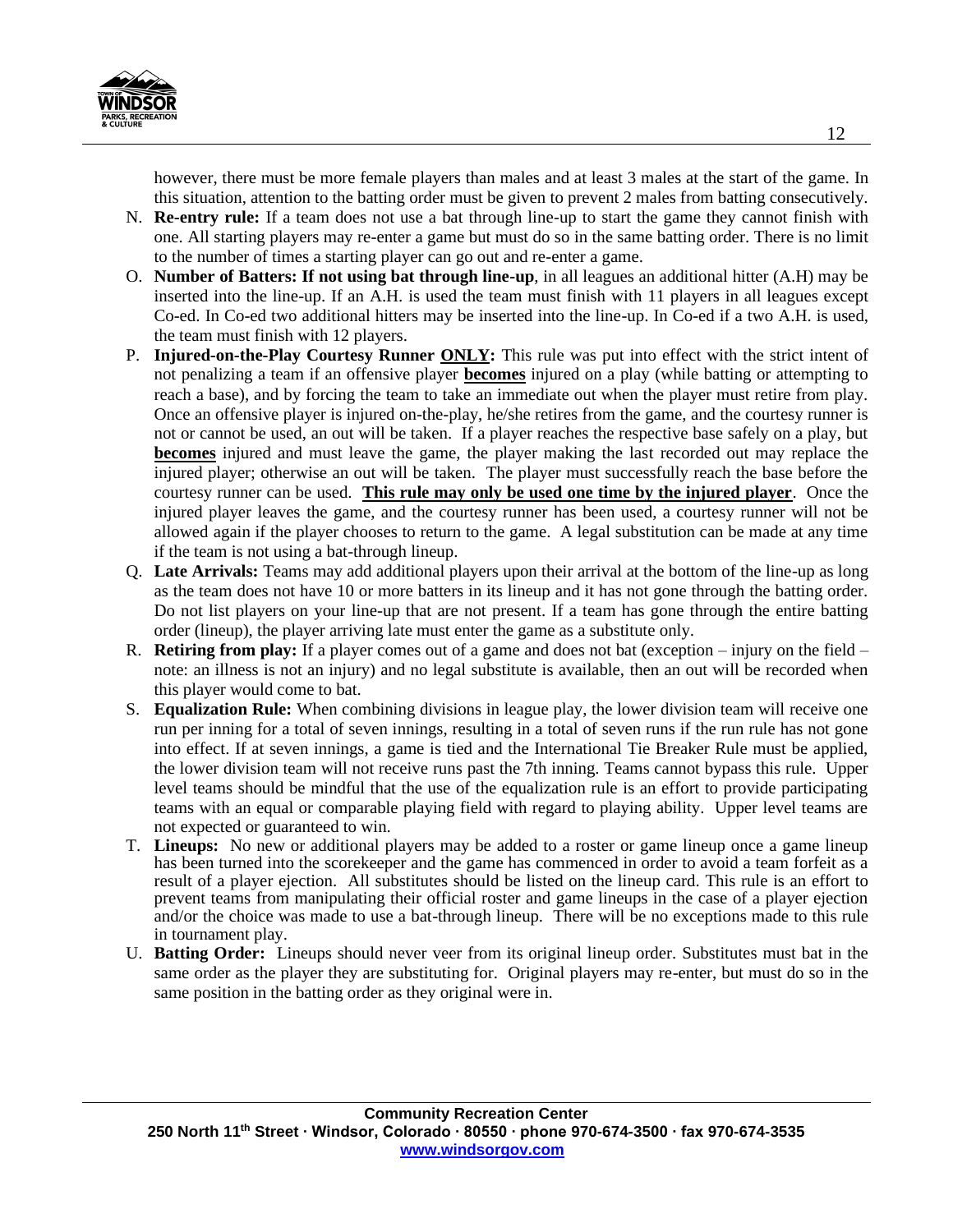however, there must be more female players than males and at least 3 males at the start of the game. In this situation, attention to the batting order must be given to prevent 2 males from batting consecutively.

N. **Re-entry rule:** If a team does not use a bat through line-up to start the game they cannot finish with one. All starting players may re-enter a game but must do so in the same batting order. There is no limit to the number of times a starting player can go out and re-enter a game.

O. **Number of Batters: If not using bat through line-up**, in all leagues an additional hitter (A.H) may be inserted into the line-up. If an A.H. is used the team must finish with 11 players in all leagues except Co-ed. In Co-ed two additional hitters may be inserted into the line-up. In Co-ed if a two A.H. is used, the team must finish with 12 players.

P. **Injured-on-the-Play Courtesy Runner ONLY:** This rule was put into effect with the strict intent of not penalizing a team if an offensive player **becomes** injured on a play (while batting or attempting to reach a base), and by forcing the team to take an immediate out when the player must retire from play. Once an offensive player is injured on-the-play, he/she retires from the game, and the courtesy runner is not or cannot be used, an out will be taken. If a player reaches the respective base safely on a play, but **becomes** injured and must leave the game, the player making the last recorded out may replace the injured player; otherwise an out will be taken. The player must successfully reach the base before the courtesy runner can be used. **This rule may only be used one time by the injured player**. Once the injured player leaves the game, and the courtesy runner has been used, a courtesy runner will not be allowed again if the player chooses to return to the game. A legal substitution can be made at any time if the team is not using a bat-through lineup.

Q. **Late Arrivals:** Teams may add additional players upon their arrival at the bottom of the line-up as long as the team does not have 10 or more batters in its lineup and it has not gone through the batting order. Do not list players on your line-up that are not present. If a team has gone through the entire batting order (lineup), the player arriving late must enter the game as a substitute only.

R. **Retiring from play:** If a player comes out of a game and does not bat (exception – injury on the field – note: an illness is not an injury) and no legal substitute is available, then an out will be recorded when this player would come to bat.

S. **Equalization Rule:** When combining divisions in league play, the lower division team will receive one run per inning for a total of seven innings, resulting in a total of seven runs if the run rule has not gone into effect. If at seven innings, a game is tied and the International Tie Breaker Rule must be applied, the lower division team will not receive runs past the 7th inning. Teams cannot bypass this rule. Upper level teams should be mindful that the use of the equalization rule is an effort to provide participating teams with an equal or comparable playing field with regard to playing ability. Upper level teams are not expected or guaranteed to win.

T. **Lineups:** No new or additional players may be added to a roster or game lineup once a game lineup has been turned into the scorekeeper and the game has commenced in order to avoid a team forfeit as a result of a player ejection. All substitutes should be listed on the lineup card. This rule is an effort to prevent teams from manipulating their official roster and game lineups in the case of a player ejection and/or the choice was made to use a bat-through lineup. There will be no exceptions made to this rule in tournament play.

U. **Batting Order:** Lineups should never veer from its original lineup order. Substitutes must bat in the same order as the player they are substituting for. Original players may re-enter, but must do so in the same position in the batting order as they original were in.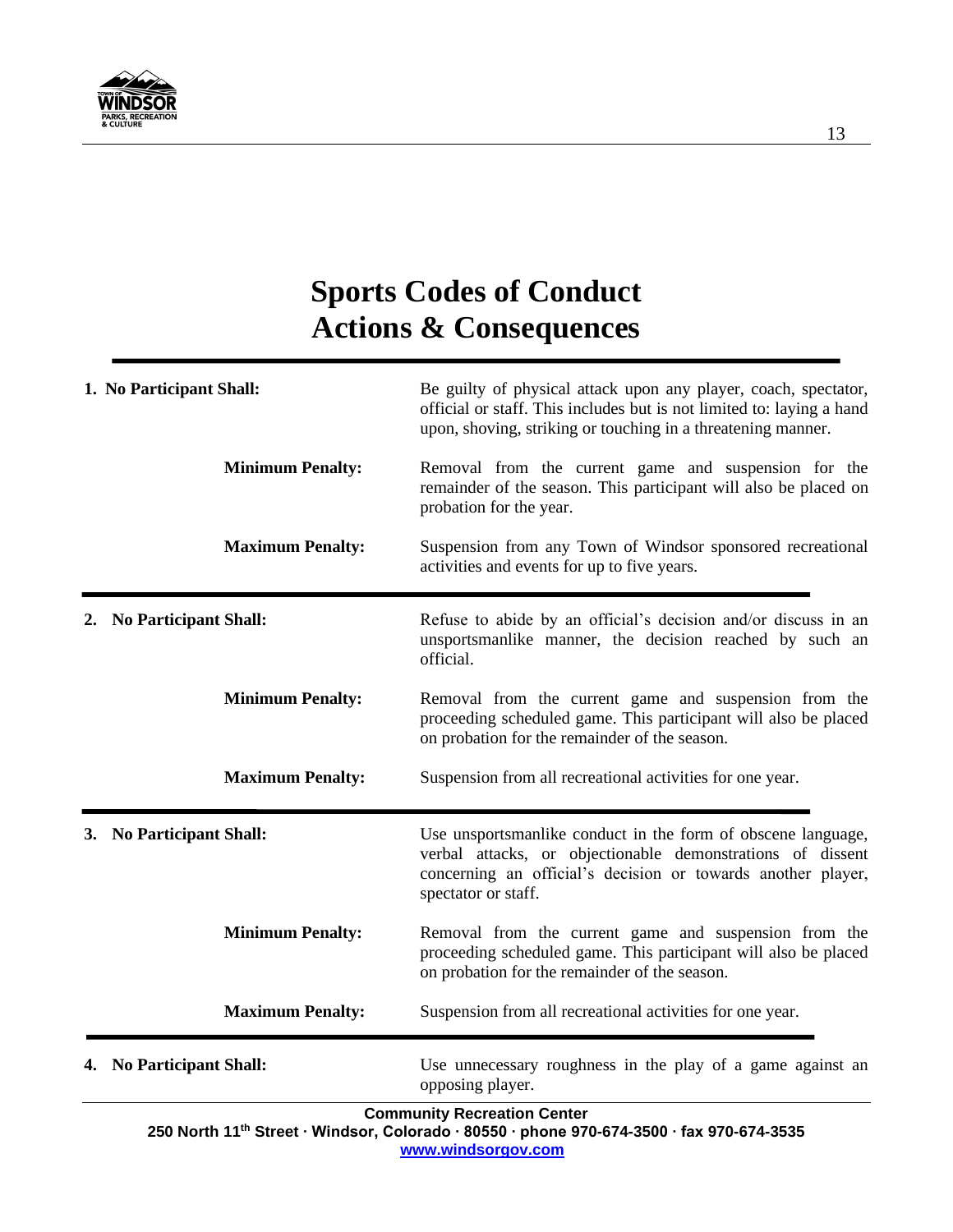# Sports Codes of Conduct
# Actions & Consequences

**1. No Participant Shall:** Be guilty of physical attack upon any player, coach, spectator, official or staff. This includes but is not limited to: laying a hand upon, shoving, striking or touching in a threatening manner.

**Minimum Penalty:** Removal from the current game and suspension for the remainder of the season. This participant will also be placed on probation for the year.

**Maximum Penalty:** Suspension from any Town of Windsor sponsored recreational activities and events for up to five years.

---

**2. No Participant Shall:** Refuse to abide by an official's decision and/or discuss in an unsportsmanlike manner, the decision reached by such an official.

**Minimum Penalty:** Removal from the current game and suspension from the proceeding scheduled game. This participant will also be placed on probation for the remainder of the season.

**Maximum Penalty:** Suspension from all recreational activities for one year.

---

**3. No Participant Shall:** Use unsportsmanlike conduct in the form of obscene language, verbal attacks, or objectionable demonstrations of dissent concerning an official's decision or towards another player, spectator or staff.

**Minimum Penalty:** Removal from the current game and suspension from the proceeding scheduled game. This participant will also be placed on probation for the remainder of the season.

**Maximum Penalty:** Suspension from all recreational activities for one year.

---

**4. No Participant Shall:** Use unnecessary roughness in the play of a game against an opposing player.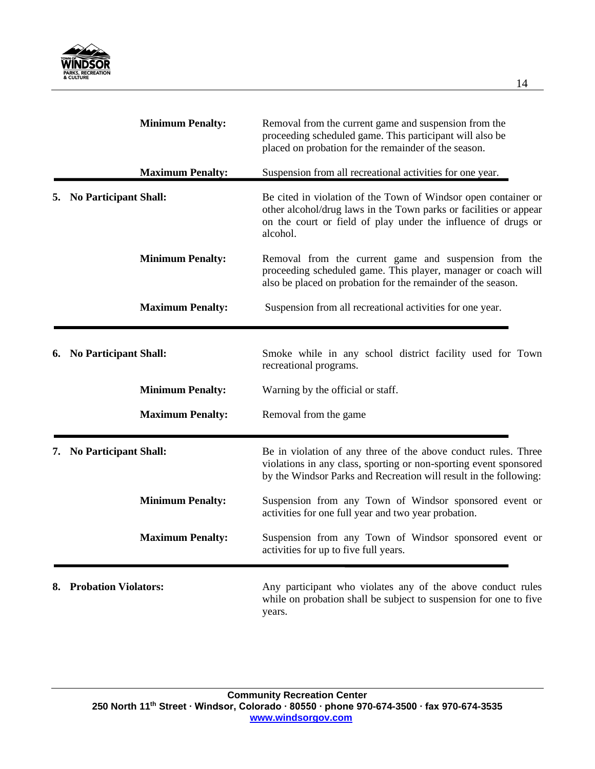**Minimum Penalty:** Removal from the current game and suspension from the proceeding scheduled game. This participant will also be placed on probation for the remainder of the season.

**Maximum Penalty:** Suspension from all recreational activities for one year.

---

**5. No Participant Shall:** Be cited in violation of the Town of Windsor open container or other alcohol/drug laws in the Town parks or facilities or appear on the court or field of play under the influence of drugs or alcohol.

**Minimum Penalty:** Removal from the current game and suspension from the proceeding scheduled game. This player, manager or coach will also be placed on probation for the remainder of the season.

**Maximum Penalty:** Suspension from all recreational activities for one year.

---

**6. No Participant Shall:** Smoke while in any school district facility used for Town recreational programs.

**Minimum Penalty:** Warning by the official or staff.

**Maximum Penalty:** Removal from the game

---

**7. No Participant Shall:** Be in violation of any three of the above conduct rules. Three violations in any class, sporting or non-sporting event sponsored by the Windsor Parks and Recreation will result in the following:

**Minimum Penalty:** Suspension from any Town of Windsor sponsored event or activities for one full year and two year probation.

**Maximum Penalty:** Suspension from any Town of Windsor sponsored event or activities for up to five full years.

---

**8. Probation Violators:** Any participant who violates any of the above conduct rules while on probation shall be subject to suspension for one to five years.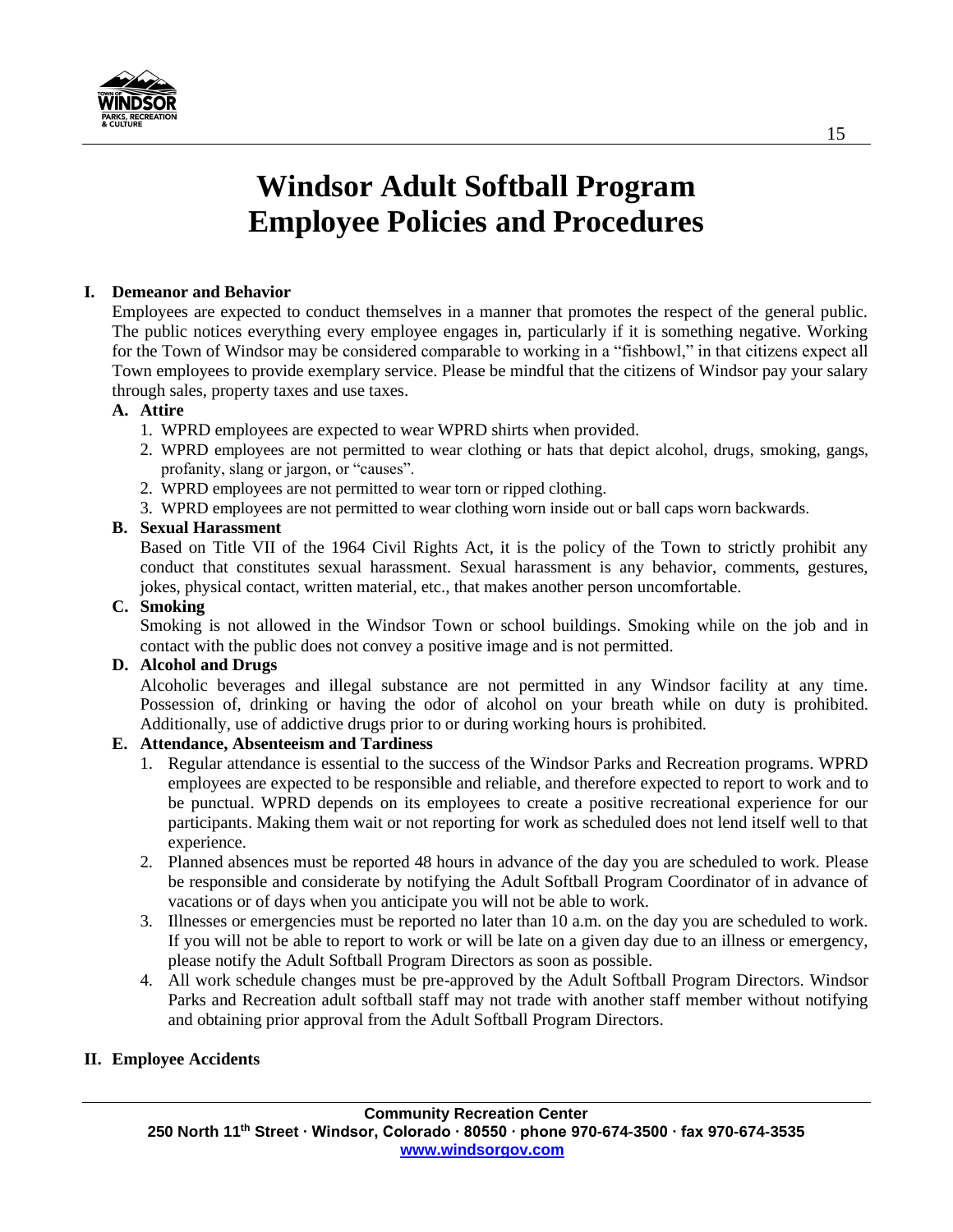# Windsor Adult Softball Program
# Employee Policies and Procedures

**I. Demeanor and Behavior**

Employees are expected to conduct themselves in a manner that promotes the respect of the general public. The public notices everything every employee engages in, particularly if it is something negative. Working for the Town of Windsor may be considered comparable to working in a "fishbowl," in that citizens expect all Town employees to provide exemplary service. Please be mindful that the citizens of Windsor pay your salary through sales, property taxes and use taxes.

**A. Attire**

1. WPRD employees are expected to wear WPRD shirts when provided.
2. WPRD employees are not permitted to wear clothing or hats that depict alcohol, drugs, smoking, gangs, profanity, slang or jargon, or "causes".
2. WPRD employees are not permitted to wear torn or ripped clothing.
3. WPRD employees are not permitted to wear clothing worn inside out or ball caps worn backwards.

**B. Sexual Harassment**

Based on Title VII of the 1964 Civil Rights Act, it is the policy of the Town to strictly prohibit any conduct that constitutes sexual harassment. Sexual harassment is any behavior, comments, gestures, jokes, physical contact, written material, etc., that makes another person uncomfortable.

**C. Smoking**

Smoking is not allowed in the Windsor Town or school buildings. Smoking while on the job and in contact with the public does not convey a positive image and is not permitted.

**D. Alcohol and Drugs**

Alcoholic beverages and illegal substance are not permitted in any Windsor facility at any time. Possession of, drinking or having the odor of alcohol on your breath while on duty is prohibited. Additionally, use of addictive drugs prior to or during working hours is prohibited.

**E. Attendance, Absenteeism and Tardiness**

1. Regular attendance is essential to the success of the Windsor Parks and Recreation programs. WPRD employees are expected to be responsible and reliable, and therefore expected to report to work and to be punctual. WPRD depends on its employees to create a positive recreational experience for our participants. Making them wait or not reporting for work as scheduled does not lend itself well to that experience.
2. Planned absences must be reported 48 hours in advance of the day you are scheduled to work. Please be responsible and considerate by notifying the Adult Softball Program Coordinator of in advance of vacations or of days when you anticipate you will not be able to work.
3. Illnesses or emergencies must be reported no later than 10 a.m. on the day you are scheduled to work. If you will not be able to report to work or will be late on a given day due to an illness or emergency, please notify the Adult Softball Program Directors as soon as possible.
4. All work schedule changes must be pre-approved by the Adult Softball Program Directors. Windsor Parks and Recreation adult softball staff may not trade with another staff member without notifying and obtaining prior approval from the Adult Softball Program Directors.

**II. Employee Accidents**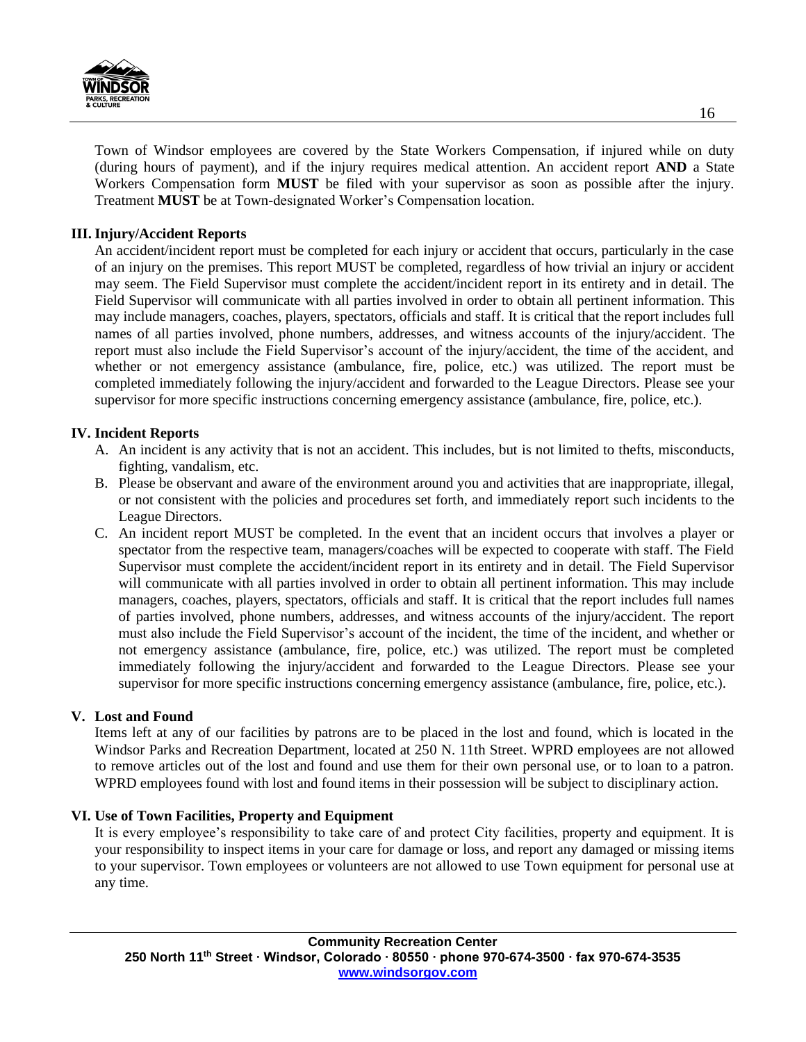Town of Windsor employees are covered by the State Workers Compensation, if injured while on duty (during hours of payment), and if the injury requires medical attention. An accident report **AND** a State Workers Compensation form **MUST** be filed with your supervisor as soon as possible after the injury. Treatment **MUST** be at Town-designated Worker's Compensation location.

## III. Injury/Accident Reports

An accident/incident report must be completed for each injury or accident that occurs, particularly in the case of an injury on the premises. This report MUST be completed, regardless of how trivial an injury or accident may seem. The Field Supervisor must complete the accident/incident report in its entirety and in detail. The Field Supervisor will communicate with all parties involved in order to obtain all pertinent information. This may include managers, coaches, players, spectators, officials and staff. It is critical that the report includes full names of all parties involved, phone numbers, addresses, and witness accounts of the injury/accident. The report must also include the Field Supervisor's account of the injury/accident, the time of the accident, and whether or not emergency assistance (ambulance, fire, police, etc.) was utilized. The report must be completed immediately following the injury/accident and forwarded to the League Directors. Please see your supervisor for more specific instructions concerning emergency assistance (ambulance, fire, police, etc.).

## IV. Incident Reports

A. An incident is any activity that is not an accident. This includes, but is not limited to thefts, misconducts, fighting, vandalism, etc.

B. Please be observant and aware of the environment around you and activities that are inappropriate, illegal, or not consistent with the policies and procedures set forth, and immediately report such incidents to the League Directors.

C. An incident report MUST be completed. In the event that an incident occurs that involves a player or spectator from the respective team, managers/coaches will be expected to cooperate with staff. The Field Supervisor must complete the accident/incident report in its entirety and in detail. The Field Supervisor will communicate with all parties involved in order to obtain all pertinent information. This may include managers, coaches, players, spectators, officials and staff. It is critical that the report includes full names of parties involved, phone numbers, addresses, and witness accounts of the injury/accident. The report must also include the Field Supervisor's account of the incident, the time of the incident, and whether or not emergency assistance (ambulance, fire, police, etc.) was utilized. The report must be completed immediately following the injury/accident and forwarded to the League Directors. Please see your supervisor for more specific instructions concerning emergency assistance (ambulance, fire, police, etc.).

## V. Lost and Found

Items left at any of our facilities by patrons are to be placed in the lost and found, which is located in the Windsor Parks and Recreation Department, located at 250 N. 11th Street. WPRD employees are not allowed to remove articles out of the lost and found and use them for their own personal use, or to loan to a patron. WPRD employees found with lost and found items in their possession will be subject to disciplinary action.

## VI. Use of Town Facilities, Property and Equipment

It is every employee's responsibility to take care of and protect City facilities, property and equipment. It is your responsibility to inspect items in your care for damage or loss, and report any damaged or missing items to your supervisor. Town employees or volunteers are not allowed to use Town equipment for personal use at any time.